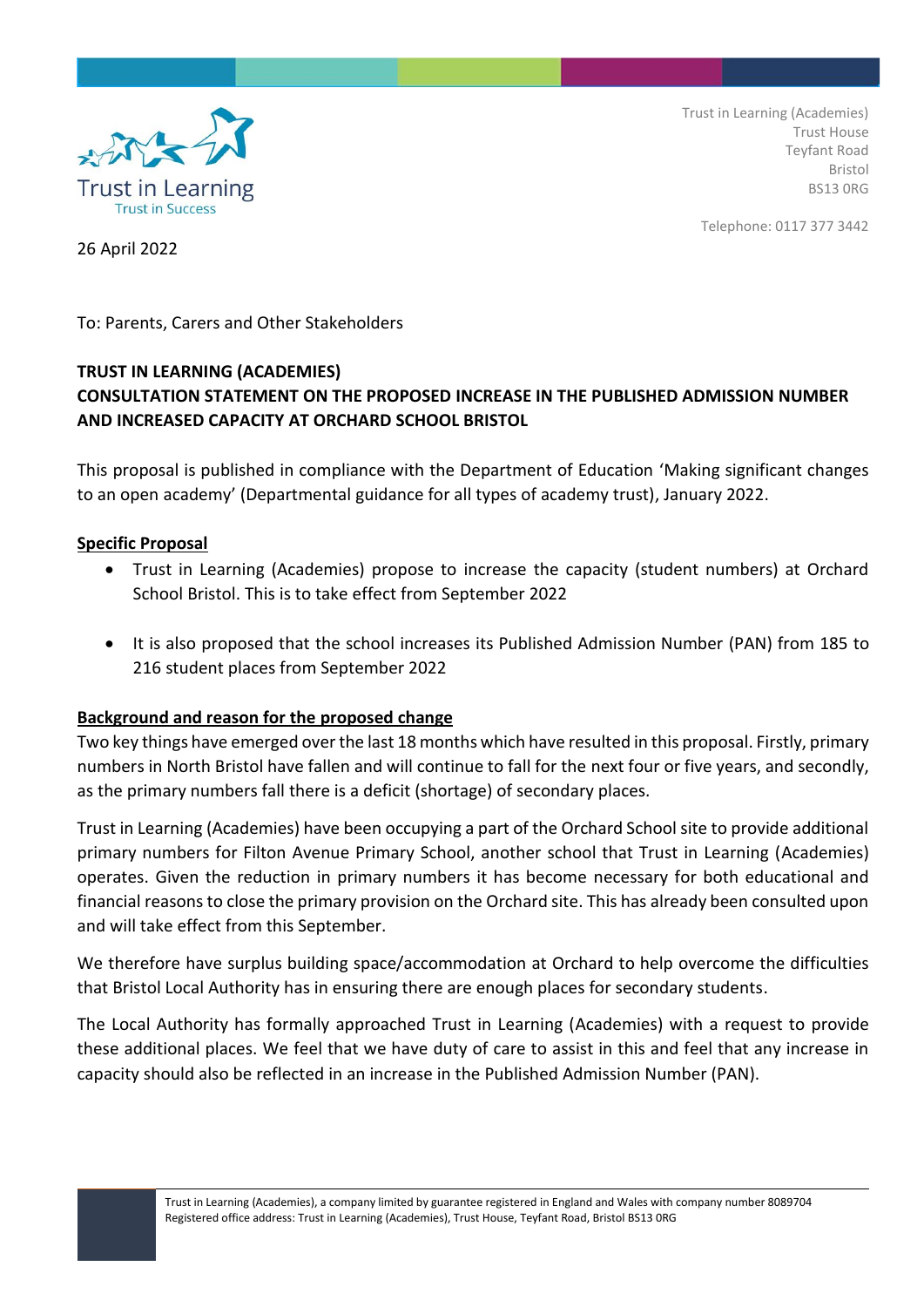Trust in Learning
Trust in Success

Trust in Learning (Academies)
Trust House
Teyfant Road
Bristol
BS13 0RG

Telephone: 0117 377 3442

26 April 2022

To: Parents, Carers and Other Stakeholders

**TRUST IN LEARNING (ACADEMIES)**
**CONSULTATION STATEMENT ON THE PROPOSED INCREASE IN THE PUBLISHED ADMISSION NUMBER AND INCREASED CAPACITY AT ORCHARD SCHOOL BRISTOL**

This proposal is published in compliance with the Department of Education 'Making significant changes to an open academy' (Departmental guidance for all types of academy trust), January 2022.

**Specific Proposal**

- Trust in Learning (Academies) propose to increase the capacity (student numbers) at Orchard School Bristol. This is to take effect from September 2022
- It is also proposed that the school increases its Published Admission Number (PAN) from 185 to 216 student places from September 2022

**Background and reason for the proposed change**

Two key things have emerged over the last 18 months which have resulted in this proposal. Firstly, primary numbers in North Bristol have fallen and will continue to fall for the next four or five years, and secondly, as the primary numbers fall there is a deficit (shortage) of secondary places.

Trust in Learning (Academies) have been occupying a part of the Orchard School site to provide additional primary numbers for Filton Avenue Primary School, another school that Trust in Learning (Academies) operates. Given the reduction in primary numbers it has become necessary for both educational and financial reasons to close the primary provision on the Orchard site. This has already been consulted upon and will take effect from this September.

We therefore have surplus building space/accommodation at Orchard to help overcome the difficulties that Bristol Local Authority has in ensuring there are enough places for secondary students.

The Local Authority has formally approached Trust in Learning (Academies) with a request to provide these additional places. We feel that we have duty of care to assist in this and feel that any increase in capacity should also be reflected in an increase in the Published Admission Number (PAN).

Trust in Learning (Academies), a company limited by guarantee registered in England and Wales with company number 8089704
Registered office address: Trust in Learning (Academies), Trust House, Teyfant Road, Bristol BS13 0RG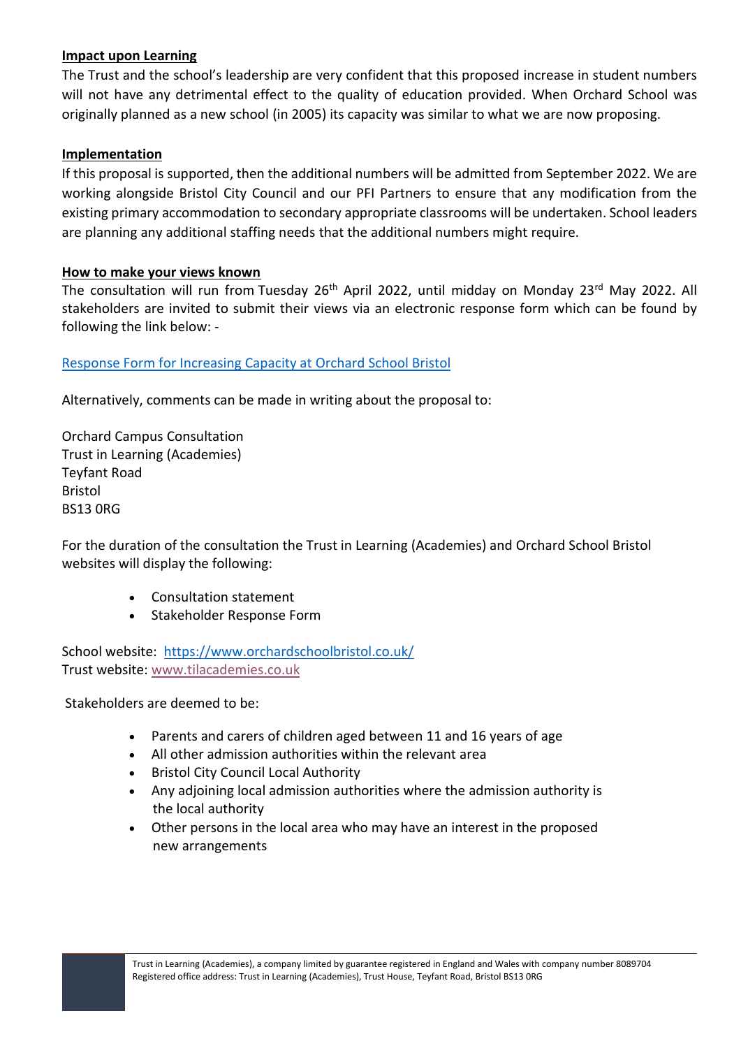**Impact upon Learning**

The Trust and the school's leadership are very confident that this proposed increase in student numbers will not have any detrimental effect to the quality of education provided. When Orchard School was originally planned as a new school (in 2005) its capacity was similar to what we are now proposing.

**Implementation**

If this proposal is supported, then the additional numbers will be admitted from September 2022. We are working alongside Bristol City Council and our PFI Partners to ensure that any modification from the existing primary accommodation to secondary appropriate classrooms will be undertaken. School leaders are planning any additional staffing needs that the additional numbers might require.

**How to make your views known**

The consultation will run from Tuesday 26th April 2022, until midday on Monday 23rd May 2022. All stakeholders are invited to submit their views via an electronic response form which can be found by following the link below: -

Response Form for Increasing Capacity at Orchard School Bristol

Alternatively, comments can be made in writing about the proposal to:

Orchard Campus Consultation
Trust in Learning (Academies)
Teyfant Road
Bristol
BS13 0RG

For the duration of the consultation the Trust in Learning (Academies) and Orchard School Bristol websites will display the following:

- Consultation statement
- Stakeholder Response Form

School website: https://www.orchardschoolbristol.co.uk/
Trust website: www.tilacademies.co.uk

Stakeholders are deemed to be:

- Parents and carers of children aged between 11 and 16 years of age
- All other admission authorities within the relevant area
- Bristol City Council Local Authority
- Any adjoining local admission authorities where the admission authority is the local authority
- Other persons in the local area who may have an interest in the proposed new arrangements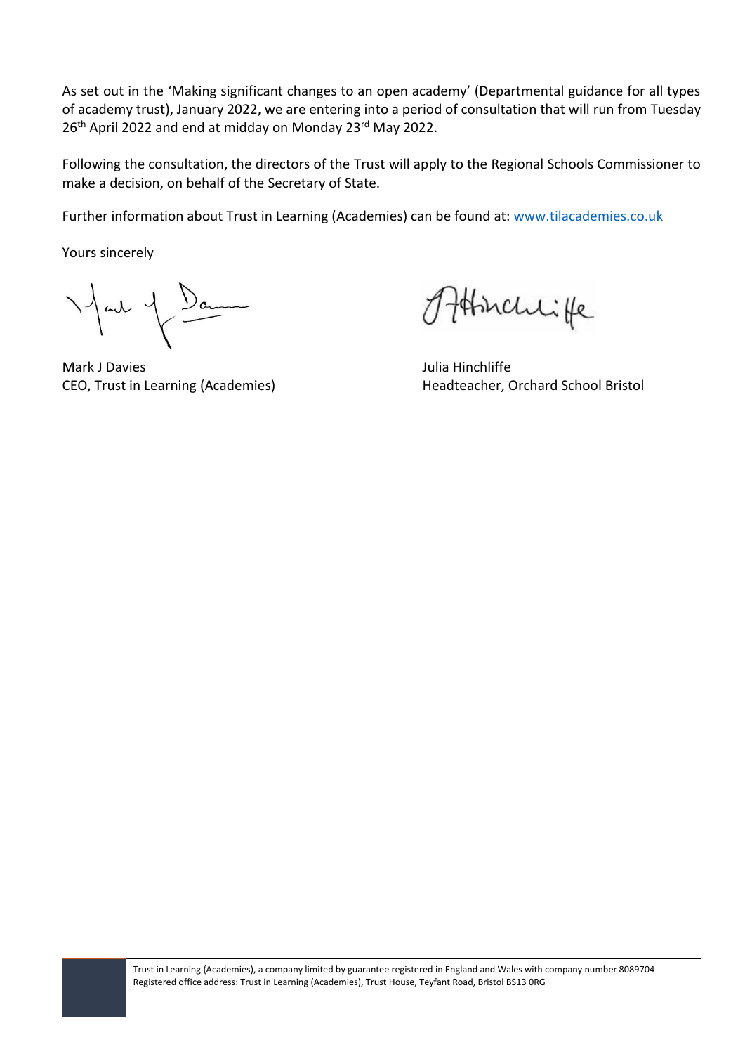As set out in the 'Making significant changes to an open academy' (Departmental guidance for all types of academy trust), January 2022, we are entering into a period of consultation that will run from Tuesday 26th April 2022 and end at midday on Monday 23rd May 2022.

Following the consultation, the directors of the Trust will apply to the Regional Schools Commissioner to make a decision, on behalf of the Secretary of State.

Further information about Trust in Learning (Academies) can be found at: [www.tilacademies.co.uk](http://www.tilacademies.co.uk)

Yours sincerely

Mark J Davies
CEO, Trust in Learning (Academies)

Julia Hinchliffe
Headteacher, Orchard School Bristol

Trust in Learning (Academies), a company limited by guarantee registered in England and Wales with company number 8089704
Registered office address: Trust in Learning (Academies), Trust House, Teyfant Road, Bristol BS13 0RG